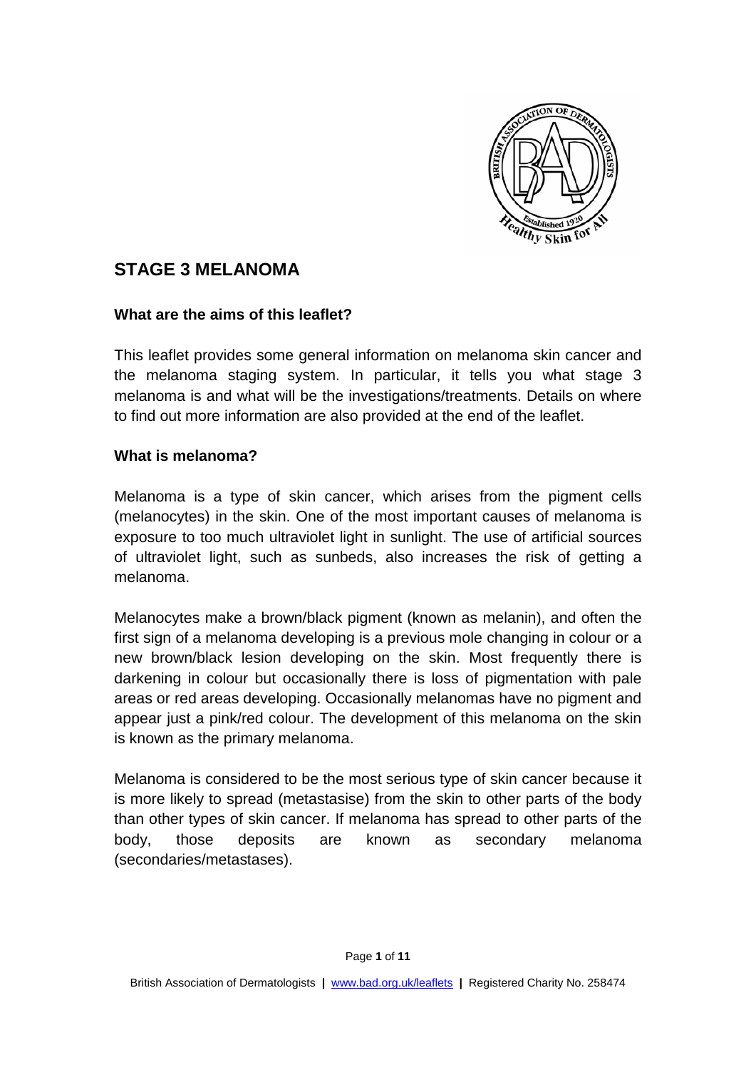# STAGE 3 MELANOMA

### What are the aims of this leaflet?

This leaflet provides some general information on melanoma skin cancer and the melanoma staging system. In particular, it tells you what stage 3 melanoma is and what will be the investigations/treatments. Details on where to find out more information are also provided at the end of the leaflet.

### What is melanoma?

Melanoma is a type of skin cancer, which arises from the pigment cells (melanocytes) in the skin. One of the most important causes of melanoma is exposure to too much ultraviolet light in sunlight. The use of artificial sources of ultraviolet light, such as sunbeds, also increases the risk of getting a melanoma.

Melanocytes make a brown/black pigment (known as melanin), and often the first sign of a melanoma developing is a previous mole changing in colour or a new brown/black lesion developing on the skin. Most frequently there is darkening in colour but occasionally there is loss of pigmentation with pale areas or red areas developing. Occasionally melanomas have no pigment and appear just a pink/red colour. The development of this melanoma on the skin is known as the primary melanoma.

Melanoma is considered to be the most serious type of skin cancer because it is more likely to spread (metastasise) from the skin to other parts of the body than other types of skin cancer. If melanoma has spread to other parts of the body, those deposits are known as secondary melanoma (secondaries/metastases).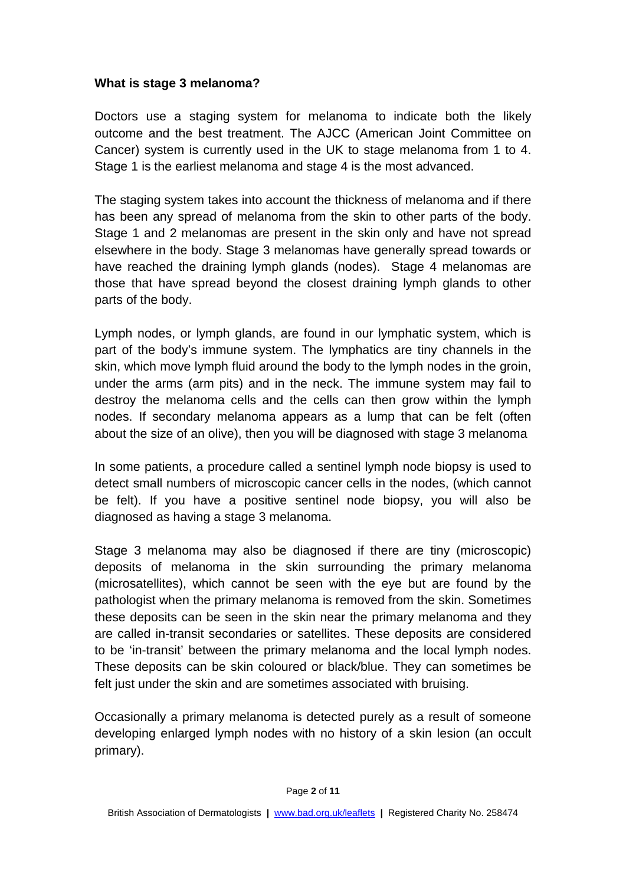**What is stage 3 melanoma?**

Doctors use a staging system for melanoma to indicate both the likely outcome and the best treatment. The AJCC (American Joint Committee on Cancer) system is currently used in the UK to stage melanoma from 1 to 4. Stage 1 is the earliest melanoma and stage 4 is the most advanced.

The staging system takes into account the thickness of melanoma and if there has been any spread of melanoma from the skin to other parts of the body. Stage 1 and 2 melanomas are present in the skin only and have not spread elsewhere in the body. Stage 3 melanomas have generally spread towards or have reached the draining lymph glands (nodes). Stage 4 melanomas are those that have spread beyond the closest draining lymph glands to other parts of the body.

Lymph nodes, or lymph glands, are found in our lymphatic system, which is part of the body's immune system. The lymphatics are tiny channels in the skin, which move lymph fluid around the body to the lymph nodes in the groin, under the arms (arm pits) and in the neck. The immune system may fail to destroy the melanoma cells and the cells can then grow within the lymph nodes. If secondary melanoma appears as a lump that can be felt (often about the size of an olive), then you will be diagnosed with stage 3 melanoma

In some patients, a procedure called a sentinel lymph node biopsy is used to detect small numbers of microscopic cancer cells in the nodes, (which cannot be felt). If you have a positive sentinel node biopsy, you will also be diagnosed as having a stage 3 melanoma.

Stage 3 melanoma may also be diagnosed if there are tiny (microscopic) deposits of melanoma in the skin surrounding the primary melanoma (microsatellites), which cannot be seen with the eye but are found by the pathologist when the primary melanoma is removed from the skin. Sometimes these deposits can be seen in the skin near the primary melanoma and they are called in-transit secondaries or satellites. These deposits are considered to be 'in-transit' between the primary melanoma and the local lymph nodes. These deposits can be skin coloured or black/blue. They can sometimes be felt just under the skin and are sometimes associated with bruising.

Occasionally a primary melanoma is detected purely as a result of someone developing enlarged lymph nodes with no history of a skin lesion (an occult primary).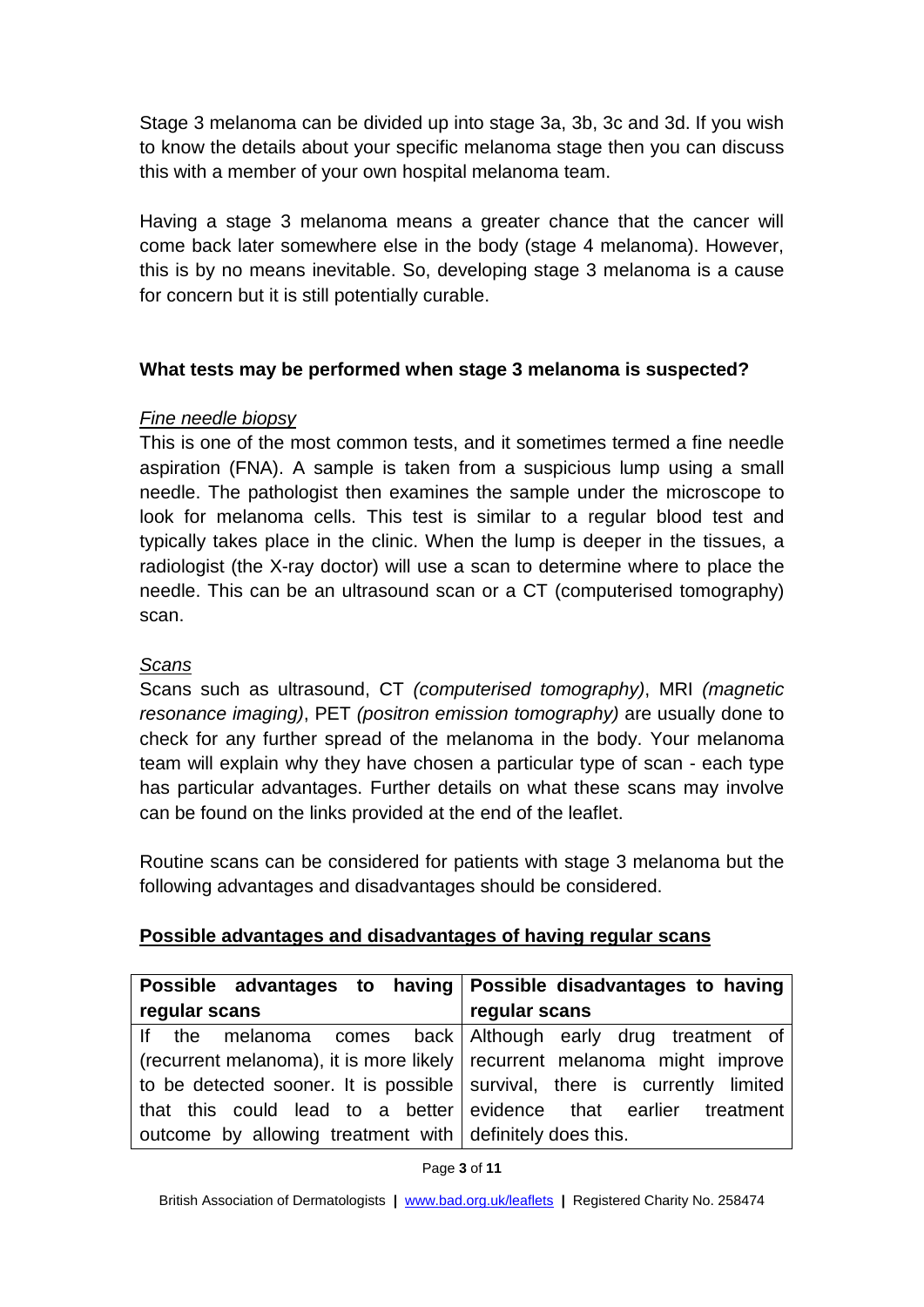Stage 3 melanoma can be divided up into stage 3a, 3b, 3c and 3d. If you wish to know the details about your specific melanoma stage then you can discuss this with a member of your own hospital melanoma team.

Having a stage 3 melanoma means a greater chance that the cancer will come back later somewhere else in the body (stage 4 melanoma). However, this is by no means inevitable. So, developing stage 3 melanoma is a cause for concern but it is still potentially curable.

**What tests may be performed when stage 3 melanoma is suspected?**

*Fine needle biopsy*

This is one of the most common tests, and it sometimes termed a fine needle aspiration (FNA). A sample is taken from a suspicious lump using a small needle. The pathologist then examines the sample under the microscope to look for melanoma cells. This test is similar to a regular blood test and typically takes place in the clinic. When the lump is deeper in the tissues, a radiologist (the X-ray doctor) will use a scan to determine where to place the needle. This can be an ultrasound scan or a CT (computerised tomography) scan.

*Scans*

Scans such as ultrasound, CT *(computerised tomography)*, MRI *(magnetic resonance imaging)*, PET *(positron emission tomography)* are usually done to check for any further spread of the melanoma in the body. Your melanoma team will explain why they have chosen a particular type of scan - each type has particular advantages. Further details on what these scans may involve can be found on the links provided at the end of the leaflet.

Routine scans can be considered for patients with stage 3 melanoma but the following advantages and disadvantages should be considered.

**Possible advantages and disadvantages of having regular scans**

| Possible advantages to having regular scans | Possible disadvantages to having regular scans |
|---|---|
| If the melanoma comes back (recurrent melanoma), it is more likely to be detected sooner. It is possible that this could lead to a better outcome by allowing treatment with | Although early drug treatment of recurrent melanoma might improve survival, there is currently limited evidence that earlier treatment definitely does this. |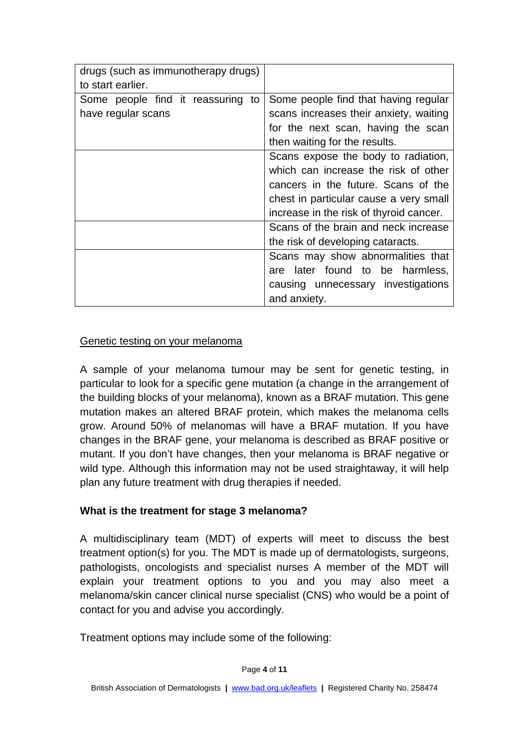| | |
|---|---|
| drugs (such as immunotherapy drugs) to start earlier. | |
| Some people find it reassuring to have regular scans | Some people find that having regular scans increases their anxiety, waiting for the next scan, having the scan then waiting for the results. |
| | Scans expose the body to radiation, which can increase the risk of other cancers in the future. Scans of the chest in particular cause a very small increase in the risk of thyroid cancer. |
| | Scans of the brain and neck increase the risk of developing cataracts. |
| | Scans may show abnormalities that are later found to be harmless, causing unnecessary investigations and anxiety. |

Genetic testing on your melanoma

A sample of your melanoma tumour may be sent for genetic testing, in particular to look for a specific gene mutation (a change in the arrangement of the building blocks of your melanoma), known as a BRAF mutation. This gene mutation makes an altered BRAF protein, which makes the melanoma cells grow. Around 50% of melanomas will have a BRAF mutation. If you have changes in the BRAF gene, your melanoma is described as BRAF positive or mutant. If you don't have changes, then your melanoma is BRAF negative or wild type. Although this information may not be used straightaway, it will help plan any future treatment with drug therapies if needed.

**What is the treatment for stage 3 melanoma?**

A multidisciplinary team (MDT) of experts will meet to discuss the best treatment option(s) for you. The MDT is made up of dermatologists, surgeons, pathologists, oncologists and specialist nurses A member of the MDT will explain your treatment options to you and you may also meet a melanoma/skin cancer clinical nurse specialist (CNS) who would be a point of contact for you and advise you accordingly.

Treatment options may include some of the following: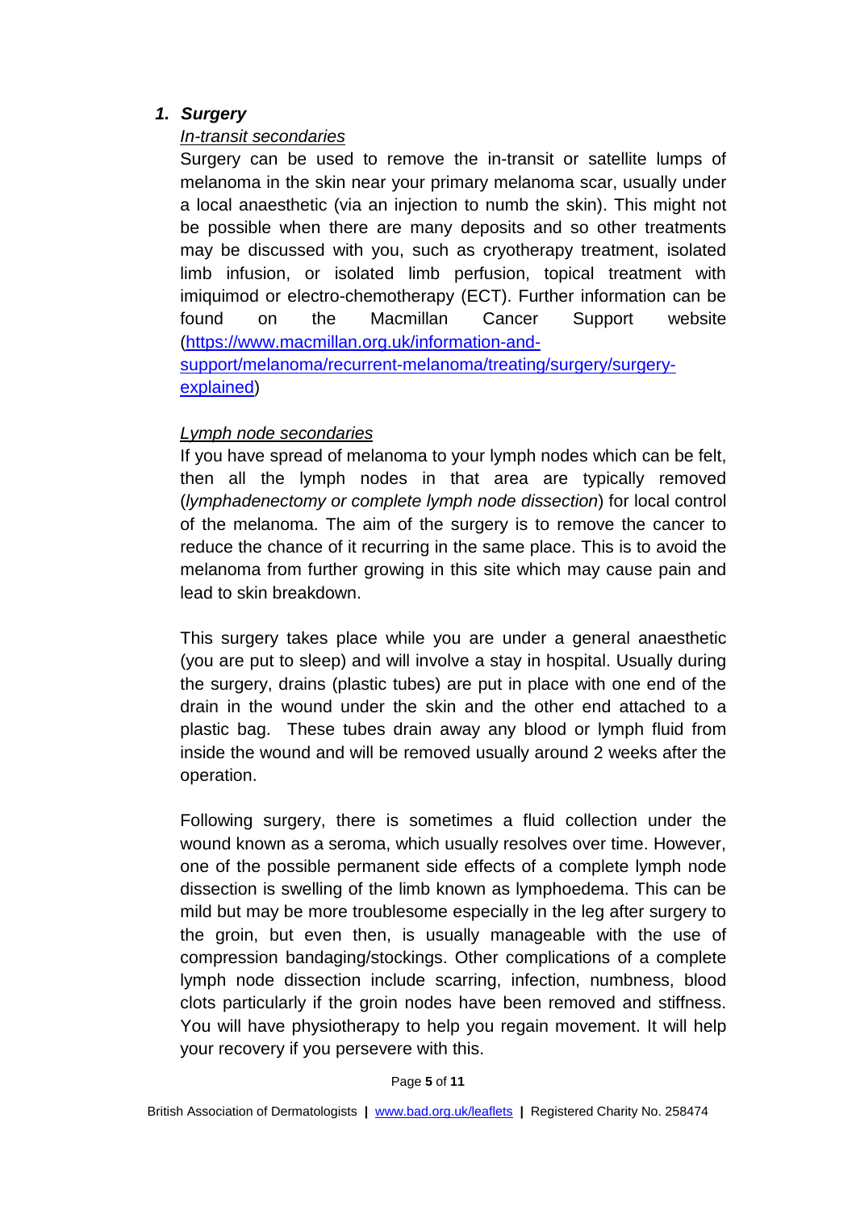1. ***Surgery***

*In-transit secondaries*

Surgery can be used to remove the in-transit or satellite lumps of melanoma in the skin near your primary melanoma scar, usually under a local anaesthetic (via an injection to numb the skin). This might not be possible when there are many deposits and so other treatments may be discussed with you, such as cryotherapy treatment, isolated limb infusion, or isolated limb perfusion, topical treatment with imiquimod or electro-chemotherapy (ECT). Further information can be found on the Macmillan Cancer Support website ([https://www.macmillan.org.uk/information-and-support/melanoma/recurrent-melanoma/treating/surgery/surgery-explained](https://www.macmillan.org.uk/information-and-support/melanoma/recurrent-melanoma/treating/surgery/surgery-explained))

*Lymph node secondaries*

If you have spread of melanoma to your lymph nodes which can be felt, then all the lymph nodes in that area are typically removed (*lymphadenectomy or complete lymph node dissection*) for local control of the melanoma. The aim of the surgery is to remove the cancer to reduce the chance of it recurring in the same place. This is to avoid the melanoma from further growing in this site which may cause pain and lead to skin breakdown.

This surgery takes place while you are under a general anaesthetic (you are put to sleep) and will involve a stay in hospital. Usually during the surgery, drains (plastic tubes) are put in place with one end of the drain in the wound under the skin and the other end attached to a plastic bag. These tubes drain away any blood or lymph fluid from inside the wound and will be removed usually around 2 weeks after the operation.

Following surgery, there is sometimes a fluid collection under the wound known as a seroma, which usually resolves over time. However, one of the possible permanent side effects of a complete lymph node dissection is swelling of the limb known as lymphoedema. This can be mild but may be more troublesome especially in the leg after surgery to the groin, but even then, is usually manageable with the use of compression bandaging/stockings. Other complications of a complete lymph node dissection include scarring, infection, numbness, blood clots particularly if the groin nodes have been removed and stiffness. You will have physiotherapy to help you regain movement. It will help your recovery if you persevere with this.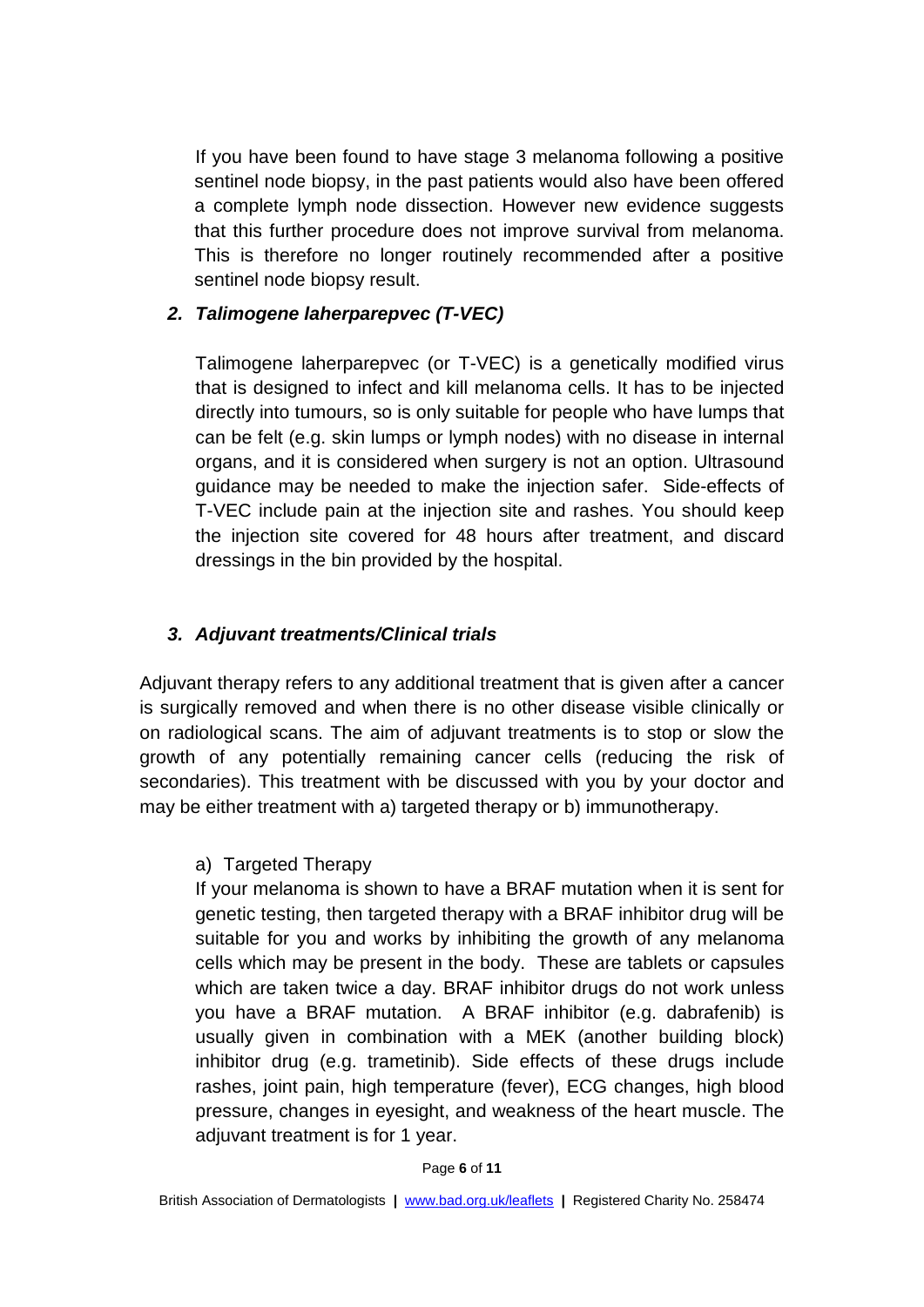If you have been found to have stage 3 melanoma following a positive sentinel node biopsy, in the past patients would also have been offered a complete lymph node dissection. However new evidence suggests that this further procedure does not improve survival from melanoma. This is therefore no longer routinely recommended after a positive sentinel node biopsy result.

### *2. Talimogene laherparepvec (T-VEC)*

Talimogene laherparepvec (or T-VEC) is a genetically modified virus that is designed to infect and kill melanoma cells. It has to be injected directly into tumours, so is only suitable for people who have lumps that can be felt (e.g. skin lumps or lymph nodes) with no disease in internal organs, and it is considered when surgery is not an option. Ultrasound guidance may be needed to make the injection safer. Side-effects of T-VEC include pain at the injection site and rashes. You should keep the injection site covered for 48 hours after treatment, and discard dressings in the bin provided by the hospital.

### *3. Adjuvant treatments/Clinical trials*

Adjuvant therapy refers to any additional treatment that is given after a cancer is surgically removed and when there is no other disease visible clinically or on radiological scans. The aim of adjuvant treatments is to stop or slow the growth of any potentially remaining cancer cells (reducing the risk of secondaries). This treatment with be discussed with you by your doctor and may be either treatment with a) targeted therapy or b) immunotherapy.

a) Targeted Therapy

If your melanoma is shown to have a BRAF mutation when it is sent for genetic testing, then targeted therapy with a BRAF inhibitor drug will be suitable for you and works by inhibiting the growth of any melanoma cells which may be present in the body. These are tablets or capsules which are taken twice a day. BRAF inhibitor drugs do not work unless you have a BRAF mutation. A BRAF inhibitor (e.g. dabrafenib) is usually given in combination with a MEK (another building block) inhibitor drug (e.g. trametinib). Side effects of these drugs include rashes, joint pain, high temperature (fever), ECG changes, high blood pressure, changes in eyesight, and weakness of the heart muscle. The adjuvant treatment is for 1 year.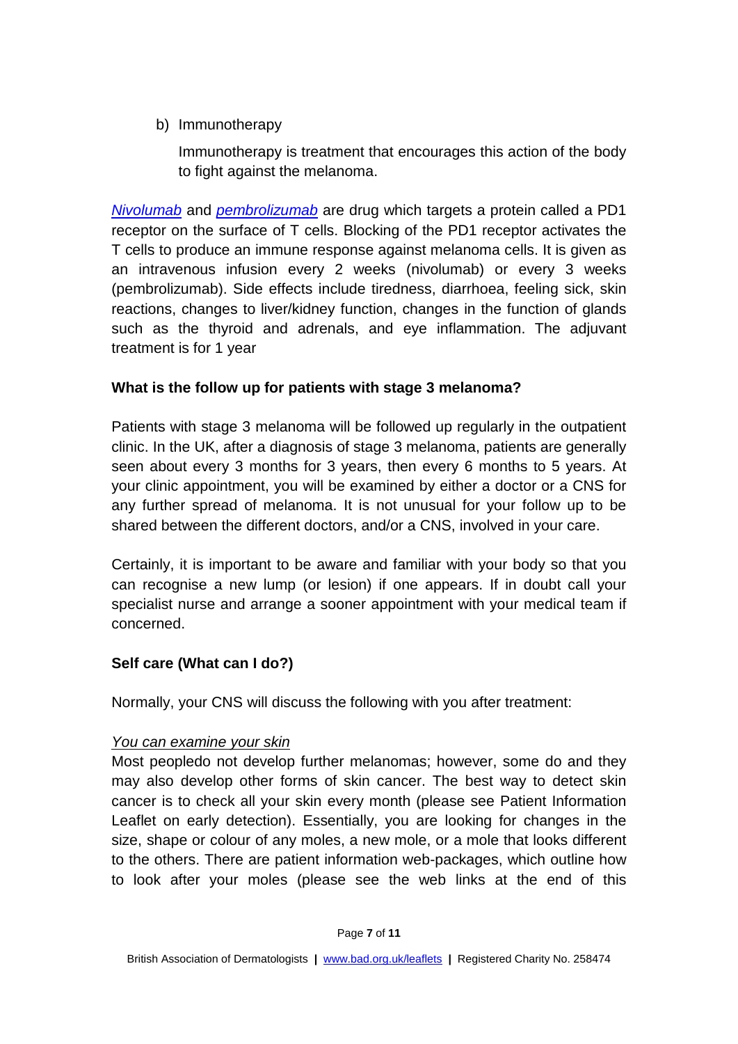b) Immunotherapy

   Immunotherapy is treatment that encourages this action of the body to fight against the melanoma.

*Nivolumab* and *pembrolizumab* are drug which targets a protein called a PD1 receptor on the surface of T cells. Blocking of the PD1 receptor activates the T cells to produce an immune response against melanoma cells. It is given as an intravenous infusion every 2 weeks (nivolumab) or every 3 weeks (pembrolizumab). Side effects include tiredness, diarrhoea, feeling sick, skin reactions, changes to liver/kidney function, changes in the function of glands such as the thyroid and adrenals, and eye inflammation. The adjuvant treatment is for 1 year

**What is the follow up for patients with stage 3 melanoma?**

Patients with stage 3 melanoma will be followed up regularly in the outpatient clinic. In the UK, after a diagnosis of stage 3 melanoma, patients are generally seen about every 3 months for 3 years, then every 6 months to 5 years. At your clinic appointment, you will be examined by either a doctor or a CNS for any further spread of melanoma. It is not unusual for your follow up to be shared between the different doctors, and/or a CNS, involved in your care.

Certainly, it is important to be aware and familiar with your body so that you can recognise a new lump (or lesion) if one appears. If in doubt call your specialist nurse and arrange a sooner appointment with your medical team if concerned.

**Self care (What can I do?)**

Normally, your CNS will discuss the following with you after treatment:

*You can examine your skin*
Most peopledo not develop further melanomas; however, some do and they may also develop other forms of skin cancer. The best way to detect skin cancer is to check all your skin every month (please see Patient Information Leaflet on early detection). Essentially, you are looking for changes in the size, shape or colour of any moles, a new mole, or a mole that looks different to the others. There are patient information web-packages, which outline how to look after your moles (please see the web links at the end of this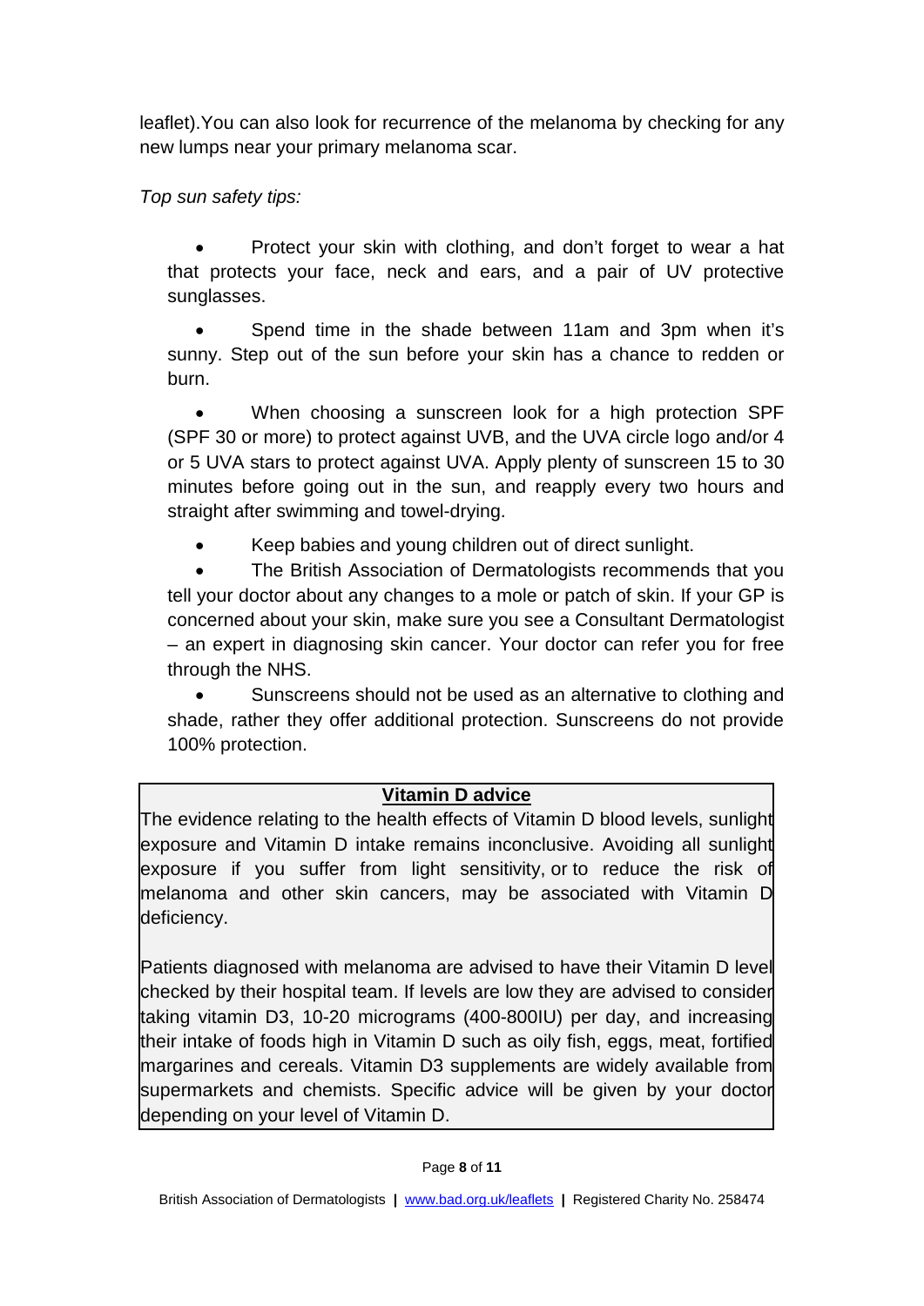leaflet).You can also look for recurrence of the melanoma by checking for any new lumps near your primary melanoma scar.

*Top sun safety tips:*

- Protect your skin with clothing, and don't forget to wear a hat that protects your face, neck and ears, and a pair of UV protective sunglasses.
- Spend time in the shade between 11am and 3pm when it's sunny. Step out of the sun before your skin has a chance to redden or burn.
- When choosing a sunscreen look for a high protection SPF (SPF 30 or more) to protect against UVB, and the UVA circle logo and/or 4 or 5 UVA stars to protect against UVA. Apply plenty of sunscreen 15 to 30 minutes before going out in the sun, and reapply every two hours and straight after swimming and towel-drying.
- Keep babies and young children out of direct sunlight.
- The British Association of Dermatologists recommends that you tell your doctor about any changes to a mole or patch of skin. If your GP is concerned about your skin, make sure you see a Consultant Dermatologist – an expert in diagnosing skin cancer. Your doctor can refer you for free through the NHS.
- Sunscreens should not be used as an alternative to clothing and shade, rather they offer additional protection. Sunscreens do not provide 100% protection.

**Vitamin D advice**

The evidence relating to the health effects of Vitamin D blood levels, sunlight exposure and Vitamin D intake remains inconclusive. Avoiding all sunlight exposure if you suffer from light sensitivity, or to reduce the risk of melanoma and other skin cancers, may be associated with Vitamin D deficiency.

Patients diagnosed with melanoma are advised to have their Vitamin D level checked by their hospital team. If levels are low they are advised to consider taking vitamin D3, 10-20 micrograms (400-800IU) per day, and increasing their intake of foods high in Vitamin D such as oily fish, eggs, meat, fortified margarines and cereals. Vitamin D3 supplements are widely available from supermarkets and chemists. Specific advice will be given by your doctor depending on your level of Vitamin D.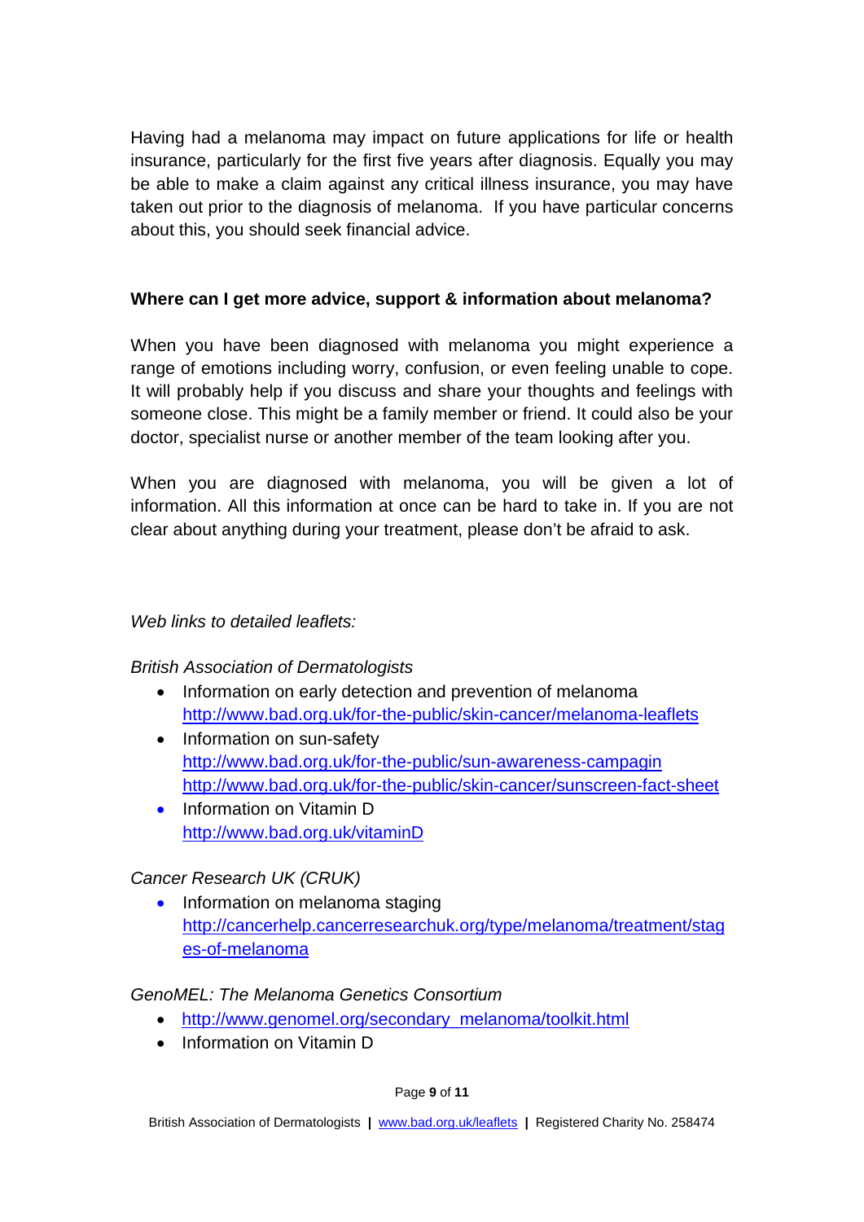Having had a melanoma may impact on future applications for life or health insurance, particularly for the first five years after diagnosis. Equally you may be able to make a claim against any critical illness insurance, you may have taken out prior to the diagnosis of melanoma. If you have particular concerns about this, you should seek financial advice.

**Where can I get more advice, support & information about melanoma?**

When you have been diagnosed with melanoma you might experience a range of emotions including worry, confusion, or even feeling unable to cope. It will probably help if you discuss and share your thoughts and feelings with someone close. This might be a family member or friend. It could also be your doctor, specialist nurse or another member of the team looking after you.

When you are diagnosed with melanoma, you will be given a lot of information. All this information at once can be hard to take in. If you are not clear about anything during your treatment, please don't be afraid to ask.

*Web links to detailed leaflets:*

*British Association of Dermatologists*

- Information on early detection and prevention of melanoma
  http://www.bad.org.uk/for-the-public/skin-cancer/melanoma-leaflets
- Information on sun-safety
  http://www.bad.org.uk/for-the-public/sun-awareness-campagin
  http://www.bad.org.uk/for-the-public/skin-cancer/sunscreen-fact-sheet
- Information on Vitamin D
  http://www.bad.org.uk/vitaminD

*Cancer Research UK (CRUK)*

- Information on melanoma staging
  http://cancerhelp.cancerresearchuk.org/type/melanoma/treatment/stages-of-melanoma

*GenoMEL: The Melanoma Genetics Consortium*

- http://www.genomel.org/secondary_melanoma/toolkit.html
- Information on Vitamin D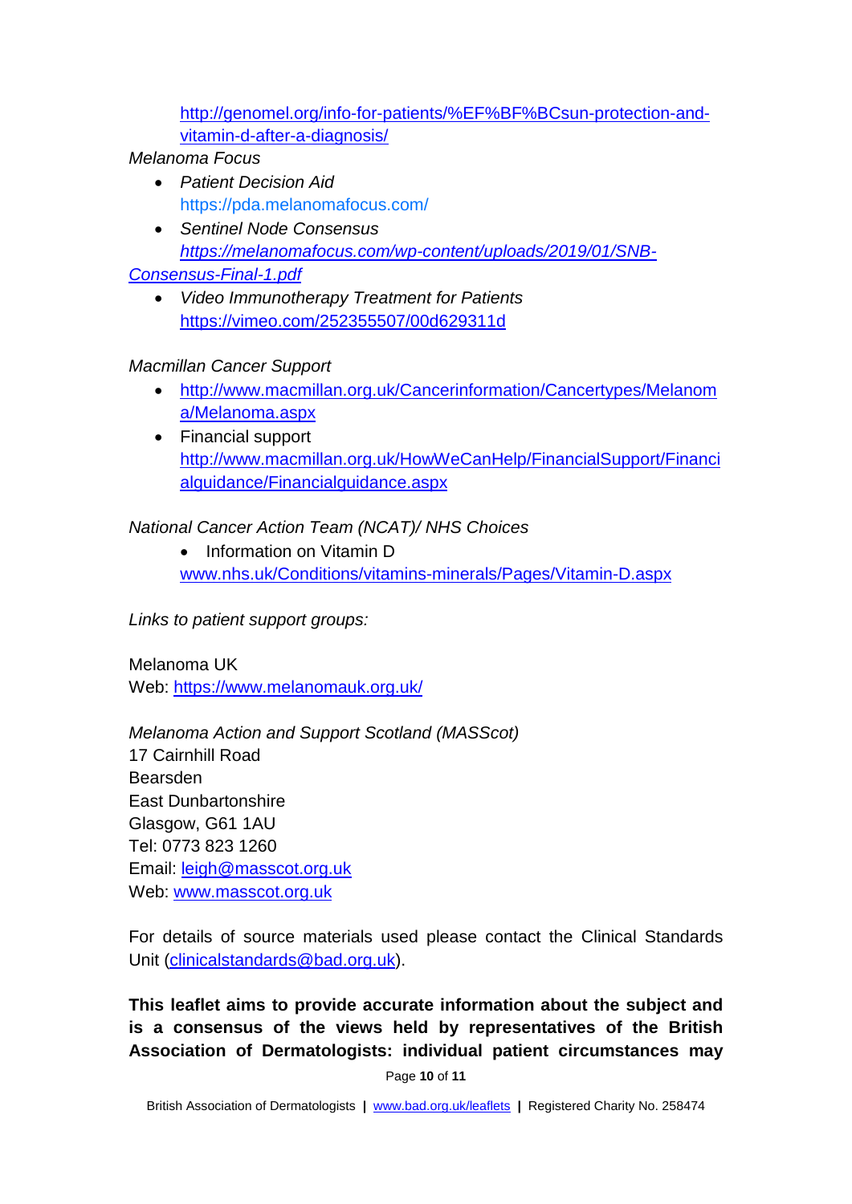http://genomel.org/info-for-patients/%EF%BF%BCsun-protection-and-vitamin-d-after-a-diagnosis/

*Melanoma Focus*

- *Patient Decision Aid*
  https://pda.melanomafocus.com/
- *Sentinel Node Consensus*
  *https://melanomafocus.com/wp-content/uploads/2019/01/SNB-Consensus-Final-1.pdf*
- *Video Immunotherapy Treatment for Patients*
  https://vimeo.com/252355507/00d629311d

*Macmillan Cancer Support*

- http://www.macmillan.org.uk/Cancerinformation/Cancertypes/Melanoma/Melanoma.aspx
- Financial support
  http://www.macmillan.org.uk/HowWeCanHelp/FinancialSupport/Financialguidance/Financialguidance.aspx

*National Cancer Action Team (NCAT)/ NHS Choices*

- Information on Vitamin D
  www.nhs.uk/Conditions/vitamins-minerals/Pages/Vitamin-D.aspx

*Links to patient support groups:*

Melanoma UK
Web: https://www.melanomauk.org.uk/

*Melanoma Action and Support Scotland (MASScot)*
17 Cairnhill Road
Bearsden
East Dunbartonshire
Glasgow, G61 1AU
Tel: 0773 823 1260
Email: leigh@masscot.org.uk
Web: www.masscot.org.uk

For details of source materials used please contact the Clinical Standards Unit (clinicalstandards@bad.org.uk).

**This leaflet aims to provide accurate information about the subject and is a consensus of the views held by representatives of the British Association of Dermatologists: individual patient circumstances may**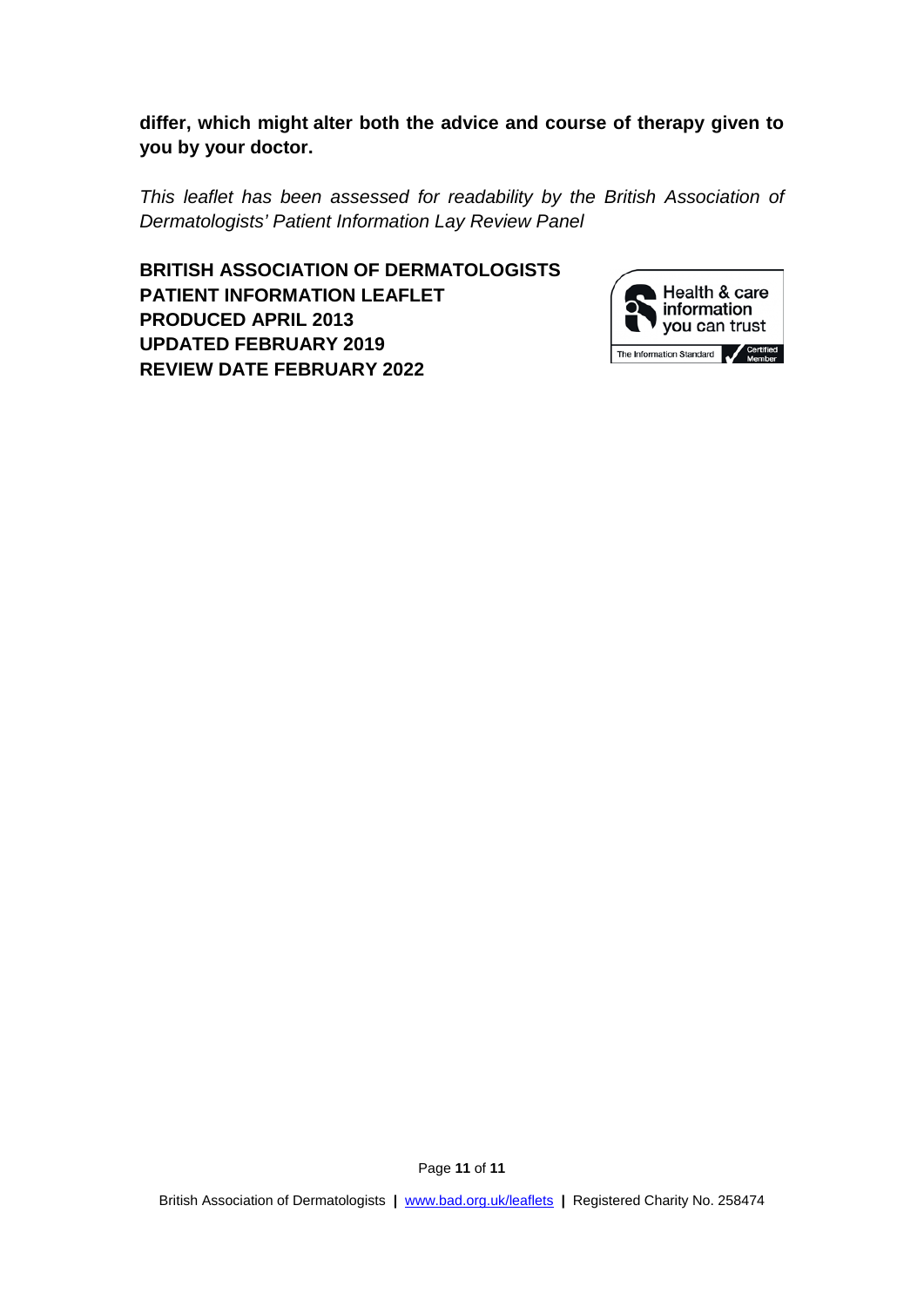**differ, which might alter both the advice and course of therapy given to you by your doctor.**

*This leaflet has been assessed for readability by the British Association of Dermatologists' Patient Information Lay Review Panel*

**BRITISH ASSOCIATION OF DERMATOLOGISTS**
**PATIENT INFORMATION LEAFLET**
**PRODUCED APRIL 2013**
**UPDATED FEBRUARY 2019**
**REVIEW DATE FEBRUARY 2022**

Health & care information you can trust

The Information Standard Certified Member